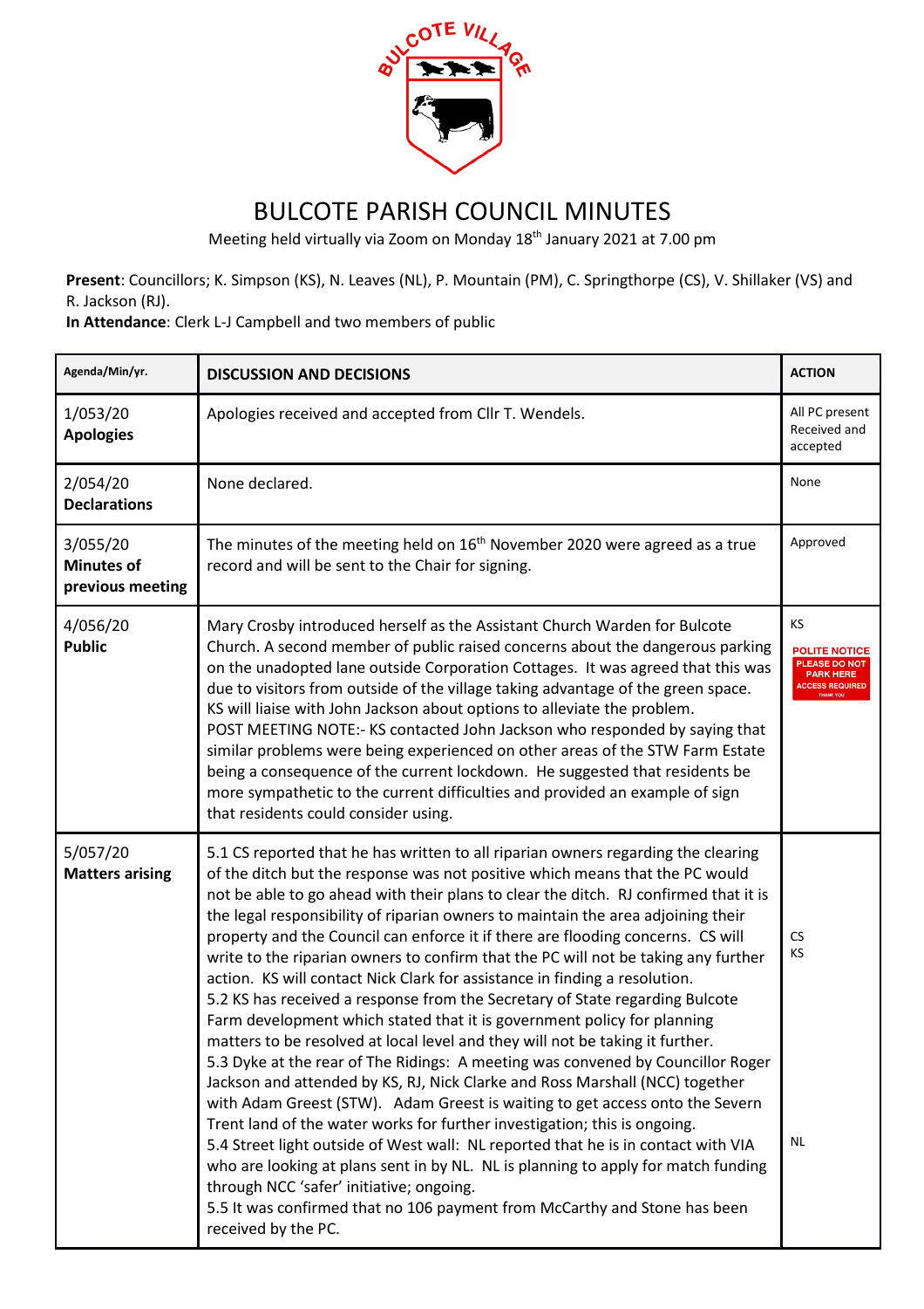# BULCOTE PARISH COUNCIL MINUTES

Meeting held virtually via Zoom on Monday 18th January 2021 at 7.00 pm

**Present**: Councillors; K. Simpson (KS), N. Leaves (NL), P. Mountain (PM), C. Springthorpe (CS), V. Shillaker (VS) and R. Jackson (RJ).

**In Attendance**: Clerk L-J Campbell and two members of public

| Agenda/Min/yr. | DISCUSSION AND DECISIONS | ACTION |
|---|---|---|
| 1/053/20 **Apologies** | Apologies received and accepted from Cllr T. Wendels. | All PC present Received and accepted |
| 2/054/20 **Declarations** | None declared. | None |
| 3/055/20 **Minutes of previous meeting** | The minutes of the meeting held on 16th November 2020 were agreed as a true record and will be sent to the Chair for signing. | Approved |
| 4/056/20 **Public** | Mary Crosby introduced herself as the Assistant Church Warden for Bulcote Church. A second member of public raised concerns about the dangerous parking on the unadopted lane outside Corporation Cottages. It was agreed that this was due to visitors from outside of the village taking advantage of the green space. KS will liaise with John Jackson about options to alleviate the problem.<br>POST MEETING NOTE:- KS contacted John Jackson who responded by saying that similar problems were being experienced on other areas of the STW Farm Estate being a consequence of the current lockdown. He suggested that residents be more sympathetic to the current difficulties and provided an example of sign that residents could consider using. | KS<br>POLITE NOTICE<br>PLEASE DO NOT PARK HERE<br>ACCESS REQUIRED<br>THANK YOU |
| 5/057/20 **Matters arising** | 5.1 CS reported that he has written to all riparian owners regarding the clearing of the ditch but the response was not positive which means that the PC would not be able to go ahead with their plans to clear the ditch. RJ confirmed that it is the legal responsibility of riparian owners to maintain the area adjoining their property and the Council can enforce it if there are flooding concerns. CS will write to the riparian owners to confirm that the PC will not be taking any further action. KS will contact Nick Clark for assistance in finding a resolution.<br>5.2 KS has received a response from the Secretary of State regarding Bulcote Farm development which stated that it is government policy for planning matters to be resolved at local level and they will not be taking it further.<br>5.3 Dyke at the rear of The Ridings: A meeting was convened by Councillor Roger Jackson and attended by KS, RJ, Nick Clarke and Ross Marshall (NCC) together with Adam Greest (STW). Adam Greest is waiting to get access onto the Severn Trent land of the water works for further investigation; this is ongoing.<br>5.4 Street light outside of West wall: NL reported that he is in contact with VIA who are looking at plans sent in by NL. NL is planning to apply for match funding through NCC 'safer' initiative; ongoing.<br>5.5 It was confirmed that no 106 payment from McCarthy and Stone has been received by the PC. | CS<br>KS<br><br>NL |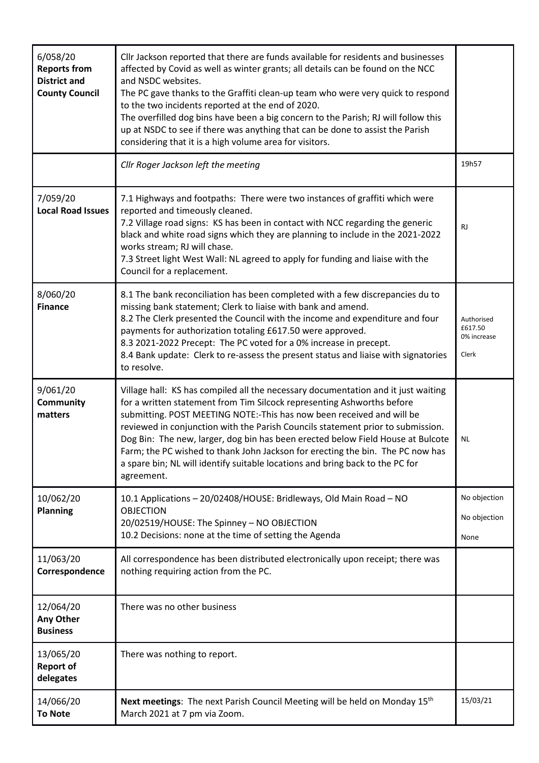| | | |
|---|---|---|
| 6/058/20 **Reports from District and County Council** | Cllr Jackson reported that there are funds available for residents and businesses affected by Covid as well as winter grants; all details can be found on the NCC and NSDC websites.<br>The PC gave thanks to the Graffiti clean-up team who were very quick to respond to the two incidents reported at the end of 2020.<br>The overfilled dog bins have been a big concern to the Parish; RJ will follow this up at NSDC to see if there was anything that can be done to assist the Parish considering that it is a high volume area for visitors. | |
| | *Cllr Roger Jackson left the meeting* | 19h57 |
| 7/059/20 **Local Road Issues** | 7.1 Highways and footpaths: There were two instances of graffiti which were reported and timeously cleaned.<br>7.2 Village road signs: KS has been in contact with NCC regarding the generic black and white road signs which they are planning to include in the 2021-2022 works stream; RJ will chase.<br>7.3 Street light West Wall: NL agreed to apply for funding and liaise with the Council for a replacement. | RJ |
| 8/060/20 **Finance** | 8.1 The bank reconciliation has been completed with a few discrepancies du to missing bank statement; Clerk to liaise with bank and amend.<br>8.2 The Clerk presented the Council with the income and expenditure and four payments for authorization totaling £617.50 were approved.<br>8.3 2021-2022 Precept: The PC voted for a 0% increase in precept.<br>8.4 Bank update: Clerk to re-assess the present status and liaise with signatories to resolve. | Authorised £617.50<br>0% increase<br>Clerk |
| 9/061/20 **Community matters** | Village hall: KS has compiled all the necessary documentation and it just waiting for a written statement from Tim Silcock representing Ashworths before submitting. POST MEETING NOTE:-This has now been received and will be reviewed in conjunction with the Parish Councils statement prior to submission.<br>Dog Bin: The new, larger, dog bin has been erected below Field House at Bulcote Farm; the PC wished to thank John Jackson for erecting the bin. The PC now has a spare bin; NL will identify suitable locations and bring back to the PC for agreement. | NL |
| 10/062/20 **Planning** | 10.1 Applications – 20/02408/HOUSE: Bridleways, Old Main Road – NO OBJECTION<br>20/02519/HOUSE: The Spinney – NO OBJECTION<br>10.2 Decisions: none at the time of setting the Agenda | No objection<br>No objection<br>None |
| 11/063/20 **Correspondence** | All correspondence has been distributed electronically upon receipt; there was nothing requiring action from the PC. | |
| 12/064/20 **Any Other Business** | There was no other business | |
| 13/065/20 **Report of delegates** | There was nothing to report. | |
| 14/066/20 **To Note** | **Next meetings**: The next Parish Council Meeting will be held on Monday 15th March 2021 at 7 pm via Zoom. | 15/03/21 |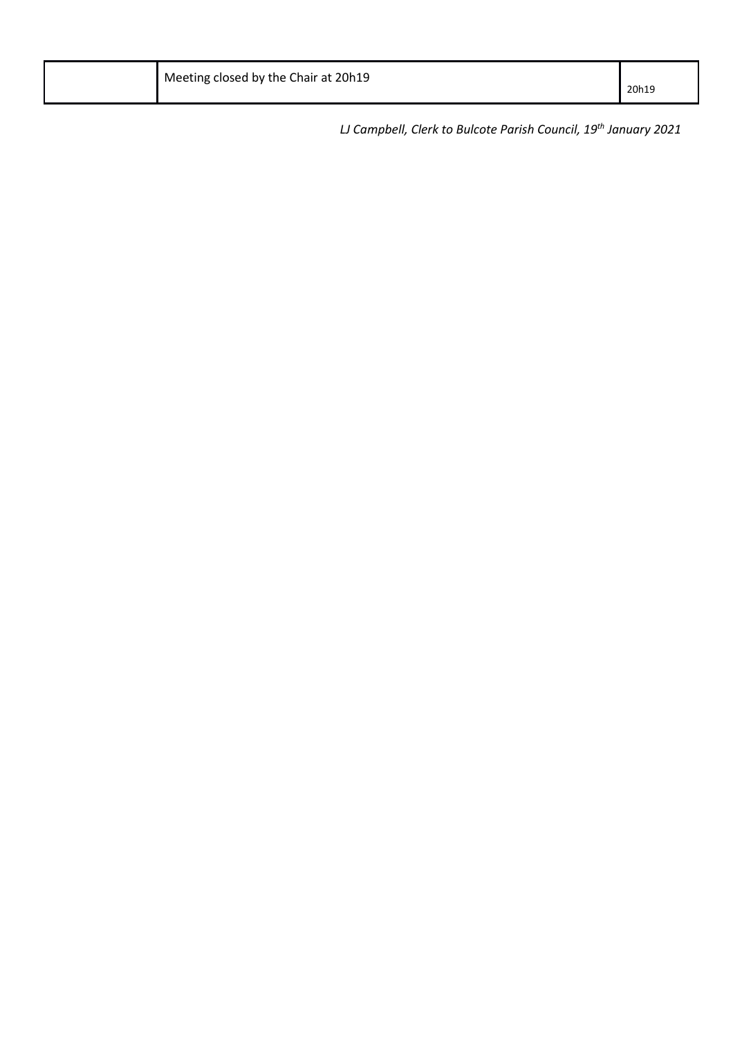| | | |
|---|---|---|
| | Meeting closed by the Chair at 20h19 | 20h19 |

*LJ Campbell, Clerk to Bulcote Parish Council, 19th January 2021*